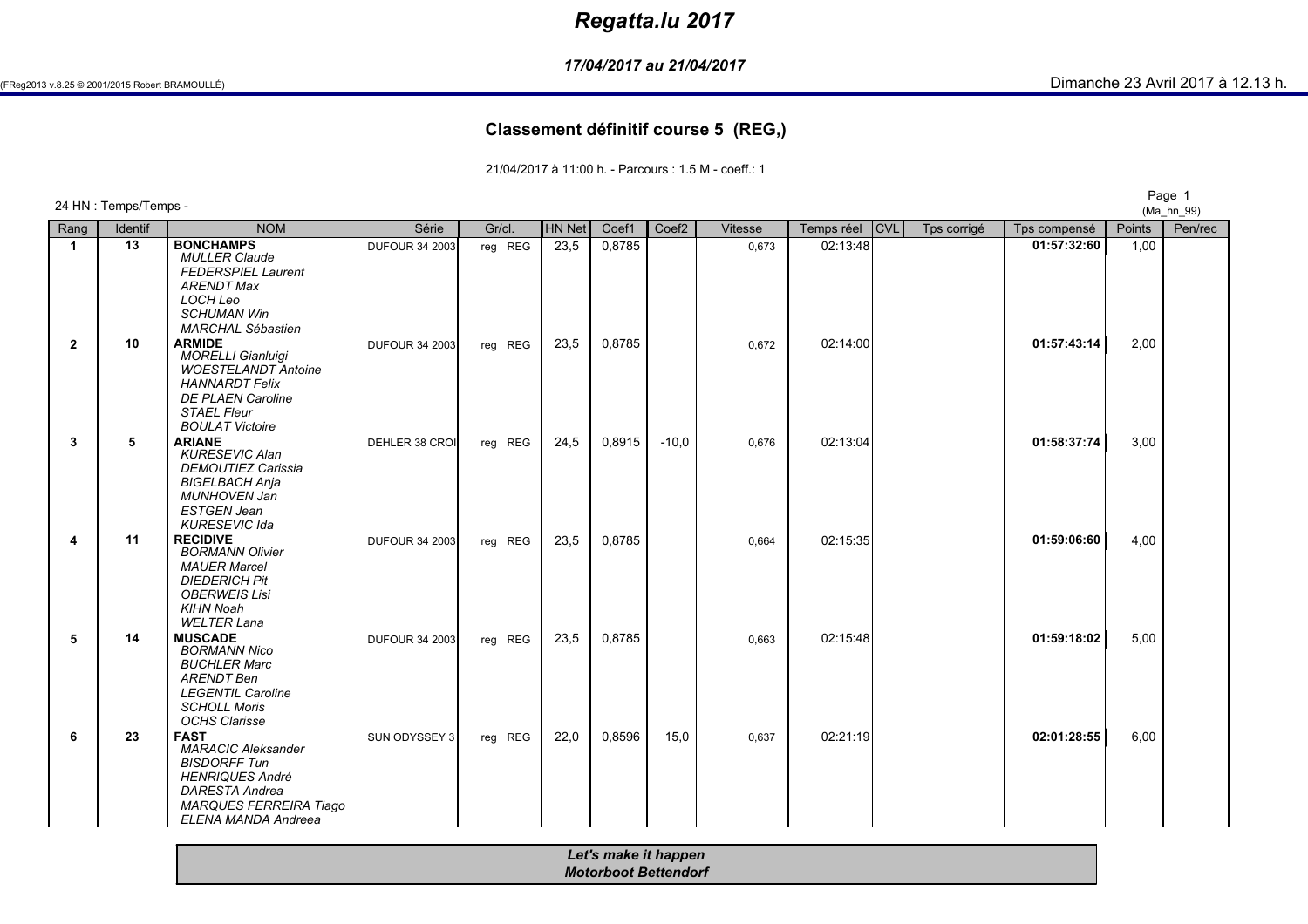# Regatta.lu 2017

***17/04/2017 au 21/04/2017***

(FReg2013 v.8.25 © 2001/2015 Robert BRAMOULLÉ) Dimanche 23 Avril 2017 à 12.13 h.

## Classement définitif course 5 (REG,)

21/04/2017 à 11:00 h. - Parcours : 1.5 M - coeff.: 1

24 HN : Temps/Temps -

(Ma_hn_99)

| Rang | Identif | NOM | Série | Gr/cl. | HN Net | Coef1 | Coef2 | Vitesse | Temps réel | CVL | Tps corrigé | Tps compensé | Points | Pen/rec |
|---|---|---|---|---|---|---|---|---|---|---|---|---|---|---|
| 1 | 13 | **BONCHAMPS** *MULLER Claude* *FEDERSPIEL Laurent* *ARENDT Max* *LOCH Leo* *SCHUMAN Win* *MARCHAL Sébastien* | DUFOUR 34 2003 | reg REG | 23,5 | 0,8785 | | 0,673 | 02:13:48 | | | **01:57:32:60** | 1,00 | |
| 2 | 10 | **ARMIDE** *MORELLI Gianluigi* *WOESTELANDT Antoine* *HANNARDT Felix* *DE PLAEN Caroline* *STAEL Fleur* *BOULAT Victoire* | DUFOUR 34 2003 | reg REG | 23,5 | 0,8785 | | 0,672 | 02:14:00 | | | **01:57:43:14** | 2,00 | |
| 3 | 5 | **ARIANE** *KURESEVIC Alan* *DEMOUTIEZ Carissia* *BIGELBACH Anja* *MUNHOVEN Jan* *ESTGEN Jean* *KURESEVIC Ida* | DEHLER 38 CROI | reg REG | 24,5 | 0,8915 | -10,0 | 0,676 | 02:13:04 | | | **01:58:37:74** | 3,00 | |
| 4 | 11 | **RECIDIVE** *BORMANN Olivier* *MAUER Marcel* *DIEDERICH Pit* *OBERWEIS Lisi* *KIHN Noah* *WELTER Lana* | DUFOUR 34 2003 | reg REG | 23,5 | 0,8785 | | 0,664 | 02:15:35 | | | **01:59:06:60** | 4,00 | |
| 5 | 14 | **MUSCADE** *BORMANN Nico* *BUCHLER Marc* *ARENDT Ben* *LEGENTIL Caroline* *SCHOLL Moris* *OCHS Clarisse* | DUFOUR 34 2003 | reg REG | 23,5 | 0,8785 | | 0,663 | 02:15:48 | | | **01:59:18:02** | 5,00 | |
| 6 | 23 | **FAST** *MARACIC Aleksander* *BISDORFF Tun* *HENRIQUES André* *DARESTA Andrea* *MARQUES FERREIRA Tiago* *ELENA MANDA Andreea* | SUN ODYSSEY 3 | reg REG | 22,0 | 0,8596 | 15,0 | 0,637 | 02:21:19 | | | **02:01:28:55** | 6,00 | |

***Let's make it happen***
***Motorboot Bettendorf***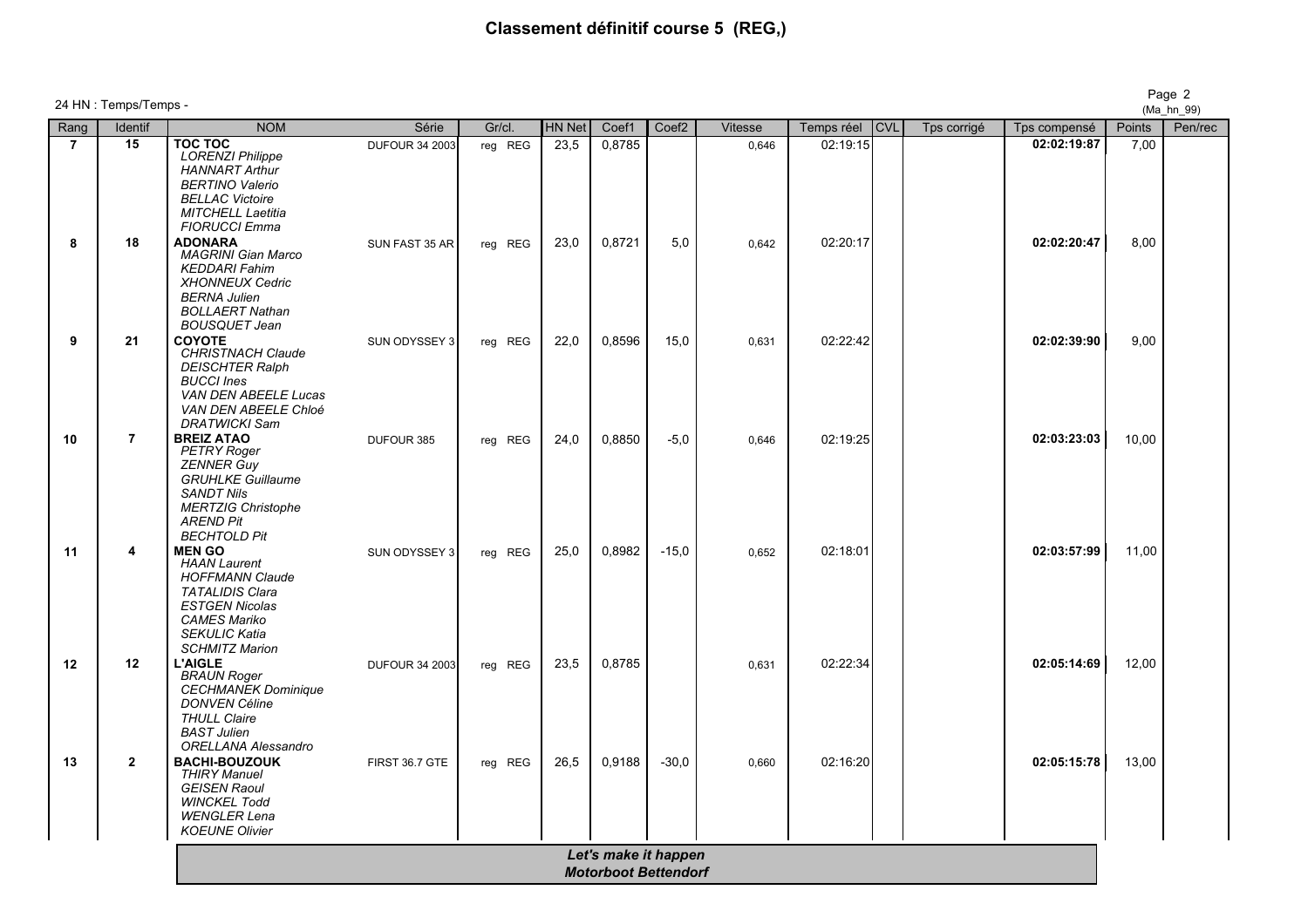# Classement définitif course 5 (REG,)

24 HN : Temps/Temps -

(Ma_hn_99)

| Rang | Identif | NOM | Série | Gr/cl. | HN Net | Coef1 | Coef2 | Vitesse | Temps réel | CVL | Tps corrigé | Tps compensé | Points | Pen/rec |
|---|---|---|---|---|---|---|---|---|---|---|---|---|---|---|
| 7 | 15 | **TOC TOC** <br> *LORENZI Philippe* <br> *HANNART Arthur* <br> *BERTINO Valerio* <br> *BELLAC Victoire* <br> *MITCHELL Laetitia* <br> *FIORUCCI Emma* | DUFOUR 34 2003 | reg REG | 23,5 | 0,8785 | | 0,646 | 02:19:15 | | | **02:02:19:87** | 7,00 | |
| 8 | 18 | **ADONARA** <br> *MAGRINI Gian Marco* <br> *KEDDARI Fahim* <br> *XHONNEUX Cedric* <br> *BERNA Julien* <br> *BOLLAERT Nathan* <br> *BOUSQUET Jean* | SUN FAST 35 AR | reg REG | 23,0 | 0,8721 | 5,0 | 0,642 | 02:20:17 | | | **02:02:20:47** | 8,00 | |
| 9 | 21 | **COYOTE** <br> *CHRISTNACH Claude* <br> *DEISCHTER Ralph* <br> *BUCCI Ines* <br> *VAN DEN ABEELE Lucas* <br> *VAN DEN ABEELE Chloé* <br> *DRATWICKI Sam* | SUN ODYSSEY 3 | reg REG | 22,0 | 0,8596 | 15,0 | 0,631 | 02:22:42 | | | **02:02:39:90** | 9,00 | |
| 10 | 7 | **BREIZ ATAO** <br> *PETRY Roger* <br> *ZENNER Guy* <br> *GRUHLKE Guillaume* <br> *SANDT Nils* <br> *MERTZIG Christophe* <br> *AREND Pit* <br> *BECHTOLD Pit* | DUFOUR 385 | reg REG | 24,0 | 0,8850 | -5,0 | 0,646 | 02:19:25 | | | **02:03:23:03** | 10,00 | |
| 11 | 4 | **MEN GO** <br> *HAAN Laurent* <br> *HOFFMANN Claude* <br> *TATALIDIS Clara* <br> *ESTGEN Nicolas* <br> *CAMES Mariko* <br> *SEKULIC Katia* <br> *SCHMITZ Marion* | SUN ODYSSEY 3 | reg REG | 25,0 | 0,8982 | -15,0 | 0,652 | 02:18:01 | | | **02:03:57:99** | 11,00 | |
| 12 | 12 | **L'AIGLE** <br> *BRAUN Roger* <br> *CECHMANEK Dominique* <br> *DONVEN Céline* <br> *THULL Claire* <br> *BAST Julien* <br> *ORELLANA Alessandro* | DUFOUR 34 2003 | reg REG | 23,5 | 0,8785 | | 0,631 | 02:22:34 | | | **02:05:14:69** | 12,00 | |
| 13 | 2 | **BACHI-BOUZOUK** <br> *THIRY Manuel* <br> *GEISEN Raoul* <br> *WINCKEL Todd* <br> *WENGLER Lena* <br> *KOEUNE Olivier* | FIRST 36.7 GTE | reg REG | 26,5 | 0,9188 | -30,0 | 0,660 | 02:16:20 | | | **02:05:15:78** | 13,00 | |

***Let's make it happen***
***Motorboot Bettendorf***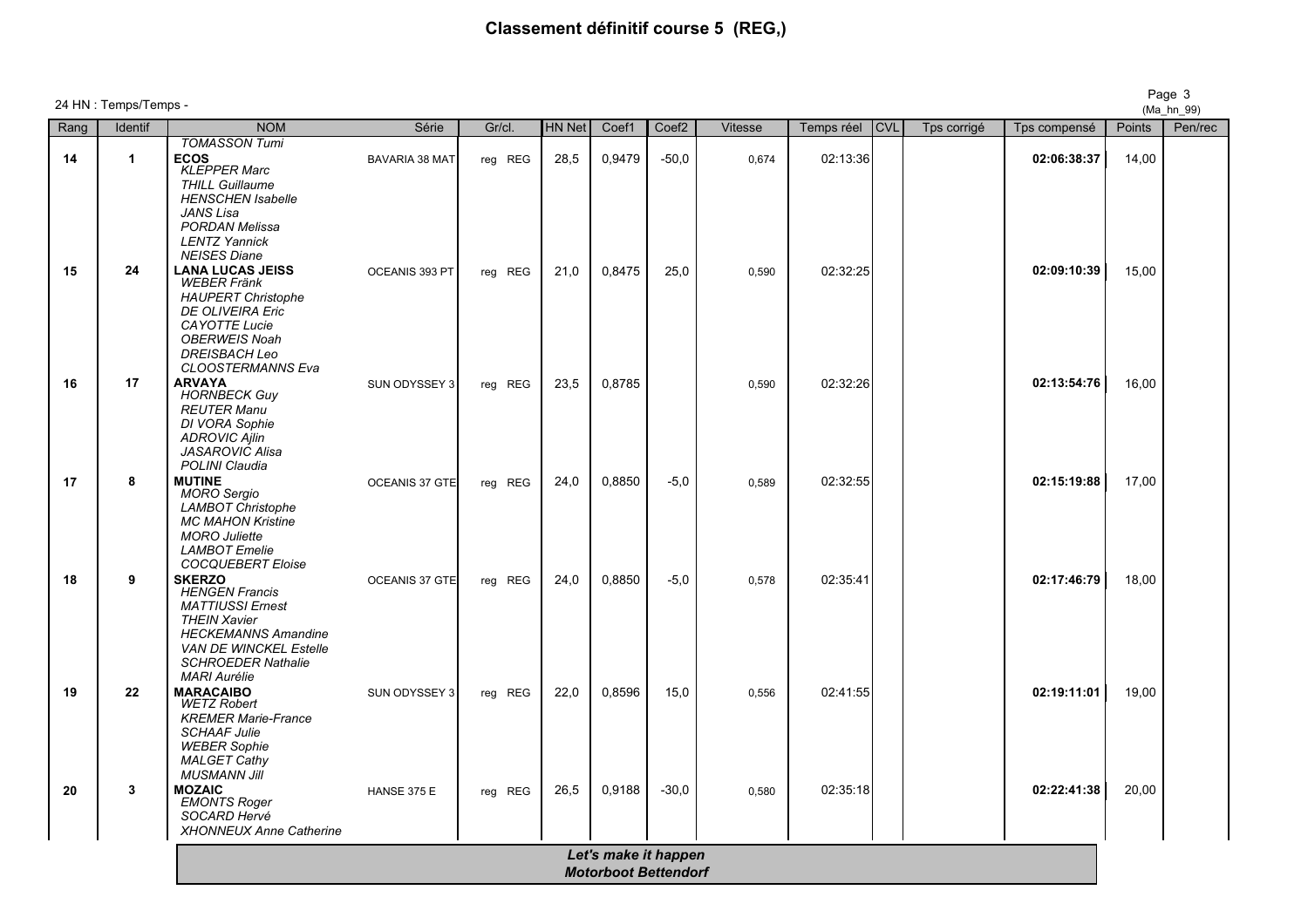# Classement définitif course 5 (REG,)

24 HN : Temps/Temps -

| Rang | Identif | NOM | Série | Gr/cl. | HN Net | Coef1 | Coef2 | Vitesse | Temps réel | CVL | Tps corrigé | Tps compensé | Points | Pen/rec |
|---|---|---|---|---|---|---|---|---|---|---|---|---|---|---|
| | | *TOMASSON Tumi* | | | | | | | | | | | | |
| 14 | 1 | **ECOS** *KLEPPER Marc* *THILL Guillaume* *HENSCHEN Isabelle* *JANS Lisa* *PORDAN Melissa* *LENTZ Yannick* *NEISES Diane* | BAVARIA 38 MAT | reg REG | 28,5 | 0,9479 | -50,0 | 0,674 | 02:13:36 | | | 02:06:38:37 | 14,00 | |
| 15 | 24 | **LANA LUCAS JEISS** *WEBER Fränk* *HAUPERT Christophe* *DE OLIVEIRA Eric* *CAYOTTE Lucie* *OBERWEIS Noah* *DREISBACH Leo* *CLOOSTERMANNS Eva* | OCEANIS 393 PT | reg REG | 21,0 | 0,8475 | 25,0 | 0,590 | 02:32:25 | | | 02:09:10:39 | 15,00 | |
| 16 | 17 | **ARVAYA** *HORNBECK Guy* *REUTER Manu* *DI VORA Sophie* *ADROVIC Ajlin* *JASAROVIC Alisa* *POLINI Claudia* | SUN ODYSSEY 3 | reg REG | 23,5 | 0,8785 | | 0,590 | 02:32:26 | | | 02:13:54:76 | 16,00 | |
| 17 | 8 | **MUTINE** *MORO Sergio* *LAMBOT Christophe* *MC MAHON Kristine* *MORO Juliette* *LAMBOT Emelie* *COCQUEBERT Eloise* | OCEANIS 37 GTE | reg REG | 24,0 | 0,8850 | -5,0 | 0,589 | 02:32:55 | | | 02:15:19:88 | 17,00 | |
| 18 | 9 | **SKERZO** *HENGEN Francis* *MATTIUSSI Ernest* *THEIN Xavier* *HECKEMANNS Amandine* *VAN DE WINCKEL Estelle* *SCHROEDER Nathalie* *MARI Aurélie* | OCEANIS 37 GTE | reg REG | 24,0 | 0,8850 | -5,0 | 0,578 | 02:35:41 | | | 02:17:46:79 | 18,00 | |
| 19 | 22 | **MARACAIBO** *WETZ Robert* *KREMER Marie-France* *SCHAAF Julie* *WEBER Sophie* *MALGET Cathy* *MUSMANN Jill* | SUN ODYSSEY 3 | reg REG | 22,0 | 0,8596 | 15,0 | 0,556 | 02:41:55 | | | 02:19:11:01 | 19,00 | |
| 20 | 3 | **MOZAIC** *EMONTS Roger* *SOCARD Hervé* *XHONNEUX Anne Catherine* | HANSE 375 E | reg REG | 26,5 | 0,9188 | -30,0 | 0,580 | 02:35:18 | | | 02:22:41:38 | 20,00 | |

***Let's make it happen***
***Motorboot Bettendorf***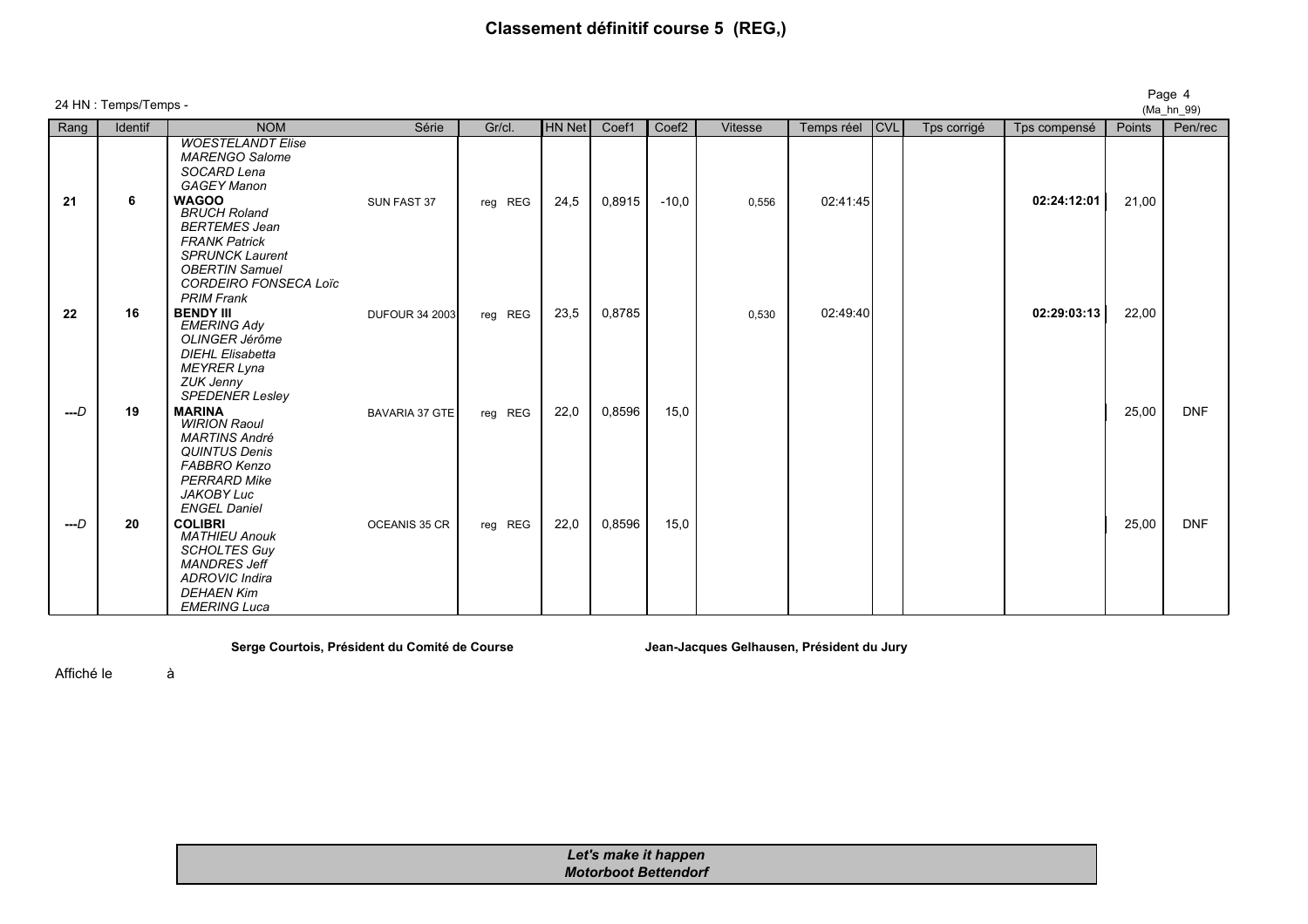# Classement définitif course 5 (REG,)

24 HN : Temps/Temps -

(Ma_hn_99)

| Rang | Identif | NOM | Série | Gr/cl. | HN Net | Coef1 | Coef2 | Vitesse | Temps réel | CVL | Tps corrigé | Tps compensé | Points | Pen/rec |
|---|---|---|---|---|---|---|---|---|---|---|---|---|---|---|
| | | *WOESTELANDT Elise*<br>*MARENGO Salome*<br>*SOCARD Lena*<br>*GAGEY Manon* | | | | | | | | | | | | |
| **21** | **6** | **WAGOO**<br>*BRUCH Roland*<br>*BERTEMES Jean*<br>*FRANK Patrick*<br>*SPRUNCK Laurent*<br>*OBERTIN Samuel*<br>*CORDEIRO FONSECA Loïc*<br>*PRIM Frank* | SUN FAST 37 | reg REG | 24,5 | 0,8915 | -10,0 | 0,556 | 02:41:45 | | | **02:24:12:01** | 21,00 | |
| **22** | **16** | **BENDY III**<br>*EMERING Ady*<br>*OLINGER Jérôme*<br>*DIEHL Elisabetta*<br>*MEYRER Lyna*<br>*ZUK Jenny*<br>*SPEDENER Lesley* | DUFOUR 34 2003 | reg REG | 23,5 | 0,8785 | | 0,530 | 02:49:40 | | | **02:29:03:13** | 22,00 | |
| **---***D* | **19** | **MARINA**<br>*WIRION Raoul*<br>*MARTINS André*<br>*QUINTUS Denis*<br>*FABBRO Kenzo*<br>*PERRARD Mike*<br>*JAKOBY Luc*<br>*ENGEL Daniel* | BAVARIA 37 GTE | reg REG | 22,0 | 0,8596 | 15,0 | | | | | | 25,00 | DNF |
| **---***D* | **20** | **COLIBRI**<br>*MATHIEU Anouk*<br>*SCHOLTES Guy*<br>*MANDRES Jeff*<br>*ADROVIC Indira*<br>*DEHAEN Kim*<br>*EMERING Luca* | OCEANIS 35 CR | reg REG | 22,0 | 0,8596 | 15,0 | | | | | | 25,00 | DNF |

**Serge Courtois, Président du Comité de Course** **Jean-Jacques Gelhausen, Président du Jury**

Affiché le à

***Let's make it happen***
***Motorboot Bettendorf***